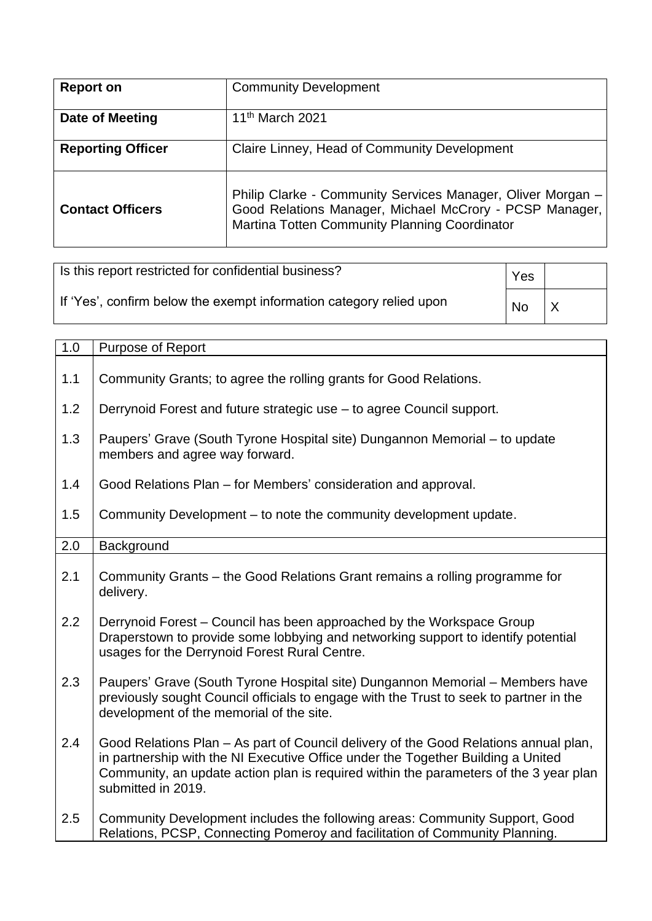| **Report on** | Community Development |
|---|---|
| **Date of Meeting** | 11th March 2021 |
| **Reporting Officer** | Claire Linney, Head of Community Development |
| **Contact Officers** | Philip Clarke - Community Services Manager, Oliver Morgan – Good Relations Manager, Michael McCrory - PCSP Manager, Martina Totten Community Planning Coordinator |

| Is this report restricted for confidential business? | Yes | |
|---|---|---|
| If 'Yes', confirm below the exempt information category relied upon | No | X |

| 1.0 | Purpose of Report |
|---|---|
| 1.1 | Community Grants; to agree the rolling grants for Good Relations. |
| 1.2 | Derrynoid Forest and future strategic use – to agree Council support. |
| 1.3 | Paupers' Grave (South Tyrone Hospital site) Dungannon Memorial – to update members and agree way forward. |
| 1.4 | Good Relations Plan – for Members' consideration and approval. |
| 1.5 | Community Development – to note the community development update. |

| 2.0 | Background |
|---|---|
| 2.1 | Community Grants – the Good Relations Grant remains a rolling programme for delivery. |
| 2.2 | Derrynoid Forest – Council has been approached by the Workspace Group Draperstown to provide some lobbying and networking support to identify potential usages for the Derrynoid Forest Rural Centre. |
| 2.3 | Paupers' Grave (South Tyrone Hospital site) Dungannon Memorial – Members have previously sought Council officials to engage with the Trust to seek to partner in the development of the memorial of the site. |
| 2.4 | Good Relations Plan – As part of Council delivery of the Good Relations annual plan, in partnership with the NI Executive Office under the Together Building a United Community, an update action plan is required within the parameters of the 3 year plan submitted in 2019. |
| 2.5 | Community Development includes the following areas: Community Support, Good Relations, PCSP, Connecting Pomeroy and facilitation of Community Planning. |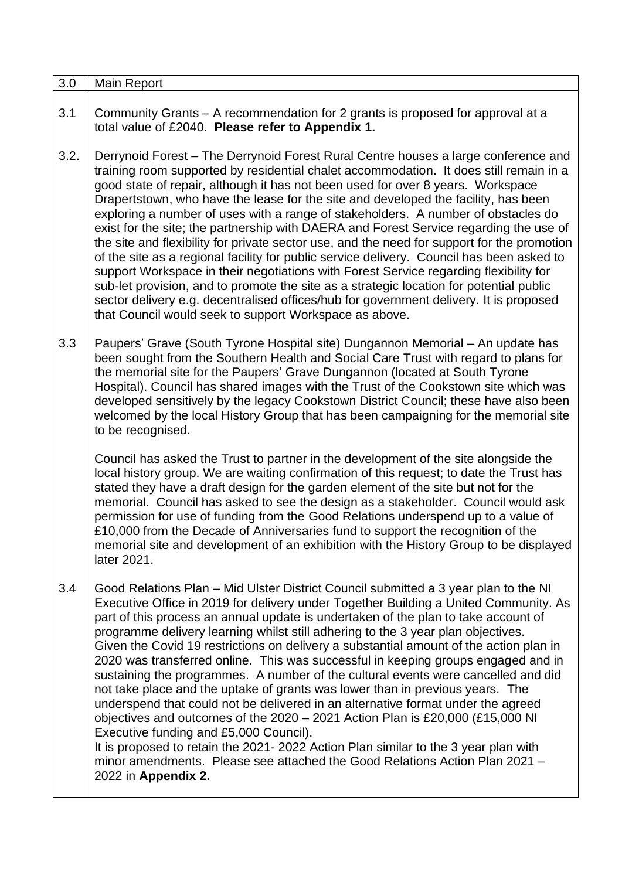| 3.0 | Main Report |
|---|---|
| 3.1 | Community Grants – A recommendation for 2 grants is proposed for approval at a total value of £2040. **Please refer to Appendix 1.** |
| 3.2. | Derrynoid Forest – The Derrynoid Forest Rural Centre houses a large conference and training room supported by residential chalet accommodation. It does still remain in a good state of repair, although it has not been used for over 8 years. Workspace Drapertstown, who have the lease for the site and developed the facility, has been exploring a number of uses with a range of stakeholders. A number of obstacles do exist for the site; the partnership with DAERA and Forest Service regarding the use of the site and flexibility for private sector use, and the need for support for the promotion of the site as a regional facility for public service delivery. Council has been asked to support Workspace in their negotiations with Forest Service regarding flexibility for sub-let provision, and to promote the site as a strategic location for potential public sector delivery e.g. decentralised offices/hub for government delivery. It is proposed that Council would seek to support Workspace as above. |
| 3.3 | Paupers' Grave (South Tyrone Hospital site) Dungannon Memorial – An update has been sought from the Southern Health and Social Care Trust with regard to plans for the memorial site for the Paupers' Grave Dungannon (located at South Tyrone Hospital). Council has shared images with the Trust of the Cookstown site which was developed sensitively by the legacy Cookstown District Council; these have also been welcomed by the local History Group that has been campaigning for the memorial site to be recognised.<br><br>Council has asked the Trust to partner in the development of the site alongside the local history group. We are waiting confirmation of this request; to date the Trust has stated they have a draft design for the garden element of the site but not for the memorial. Council has asked to see the design as a stakeholder. Council would ask permission for use of funding from the Good Relations underspend up to a value of £10,000 from the Decade of Anniversaries fund to support the recognition of the memorial site and development of an exhibition with the History Group to be displayed later 2021. |
| 3.4 | Good Relations Plan – Mid Ulster District Council submitted a 3 year plan to the NI Executive Office in 2019 for delivery under Together Building a United Community. As part of this process an annual update is undertaken of the plan to take account of programme delivery learning whilst still adhering to the 3 year plan objectives.<br>Given the Covid 19 restrictions on delivery a substantial amount of the action plan in 2020 was transferred online. This was successful in keeping groups engaged and in sustaining the programmes. A number of the cultural events were cancelled and did not take place and the uptake of grants was lower than in previous years. The underspend that could not be delivered in an alternative format under the agreed objectives and outcomes of the 2020 – 2021 Action Plan is £20,000 (£15,000 NI Executive funding and £5,000 Council).<br>It is proposed to retain the 2021- 2022 Action Plan similar to the 3 year plan with minor amendments. Please see attached the Good Relations Action Plan 2021 – 2022 in **Appendix 2.** |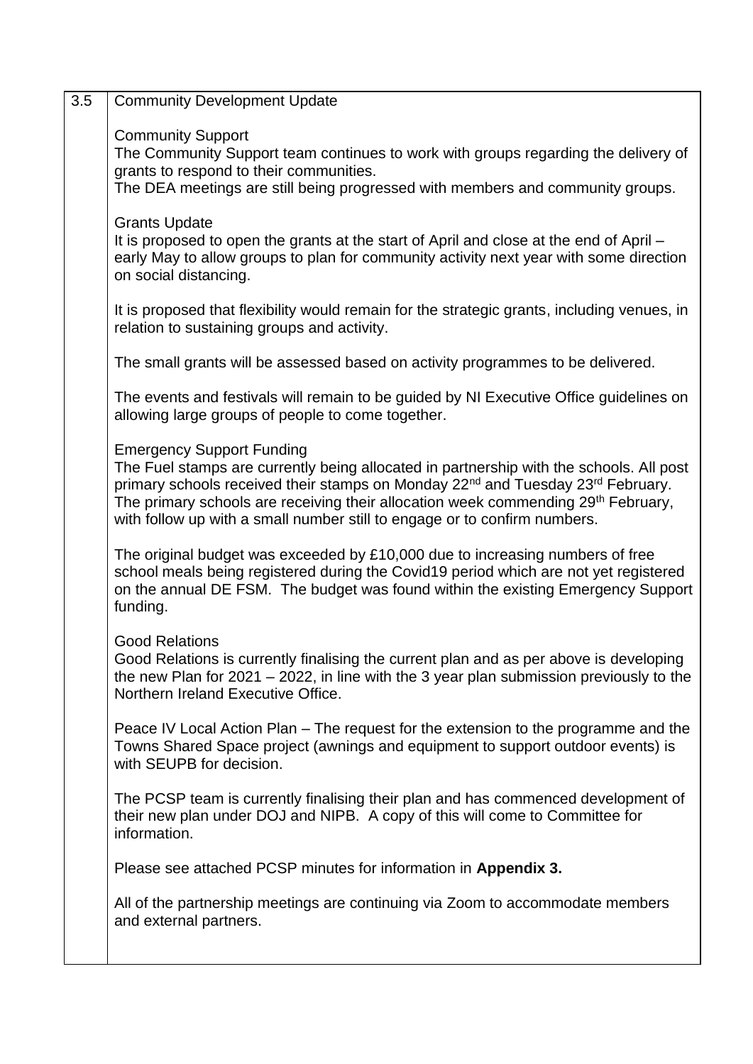| 3.5 | Community Development Update |
|---|---|

**3.5** Community Development Update

Community Support

The Community Support team continues to work with groups regarding the delivery of grants to respond to their communities.

The DEA meetings are still being progressed with members and community groups.

Grants Update

It is proposed to open the grants at the start of April and close at the end of April – early May to allow groups to plan for community activity next year with some direction on social distancing.

It is proposed that flexibility would remain for the strategic grants, including venues, in relation to sustaining groups and activity.

The small grants will be assessed based on activity programmes to be delivered.

The events and festivals will remain to be guided by NI Executive Office guidelines on allowing large groups of people to come together.

Emergency Support Funding

The Fuel stamps are currently being allocated in partnership with the schools. All post primary schools received their stamps on Monday 22nd and Tuesday 23rd February. The primary schools are receiving their allocation week commending 29th February, with follow up with a small number still to engage or to confirm numbers.

The original budget was exceeded by £10,000 due to increasing numbers of free school meals being registered during the Covid19 period which are not yet registered on the annual DE FSM. The budget was found within the existing Emergency Support funding.

Good Relations

Good Relations is currently finalising the current plan and as per above is developing the new Plan for 2021 – 2022, in line with the 3 year plan submission previously to the Northern Ireland Executive Office.

Peace IV Local Action Plan – The request for the extension to the programme and the Towns Shared Space project (awnings and equipment to support outdoor events) is with SEUPB for decision.

The PCSP team is currently finalising their plan and has commenced development of their new plan under DOJ and NIPB. A copy of this will come to Committee for information.

Please see attached PCSP minutes for information in **Appendix 3.**

All of the partnership meetings are continuing via Zoom to accommodate members and external partners.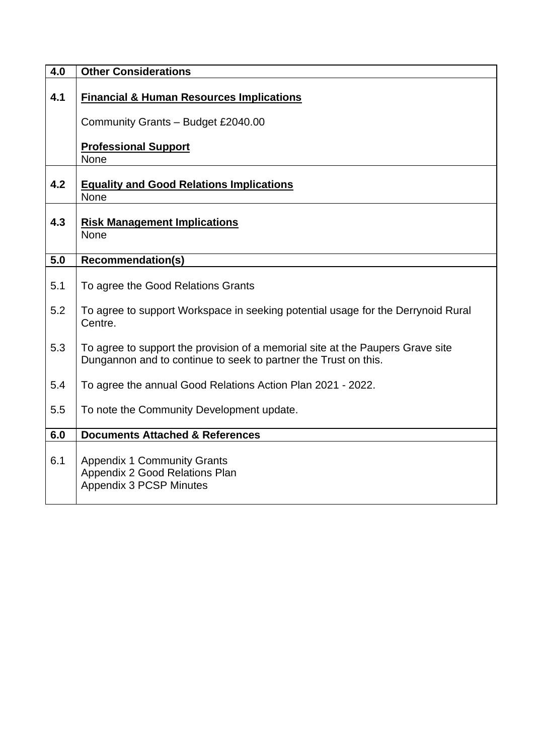| 4.0 | **Other Considerations** |
|---|---|
| **4.1** | **Financial & Human Resources Implications**<br><br>Community Grants – Budget £2040.00<br><br>**Professional Support**<br>None |
| **4.2** | **Equality and Good Relations Implications**<br>None |
| **4.3** | **Risk Management Implications**<br>None |

| 5.0 | **Recommendation(s)** |
|---|---|
| 5.1 | To agree the Good Relations Grants |
| 5.2 | To agree to support Workspace in seeking potential usage for the Derrynoid Rural Centre. |
| 5.3 | To agree to support the provision of a memorial site at the Paupers Grave site Dungannon and to continue to seek to partner the Trust on this. |
| 5.4 | To agree the annual Good Relations Action Plan 2021 - 2022. |
| 5.5 | To note the Community Development update. |

| 6.0 | **Documents Attached & References** |
|---|---|
| 6.1 | Appendix 1 Community Grants<br>Appendix 2 Good Relations Plan<br>Appendix 3 PCSP Minutes |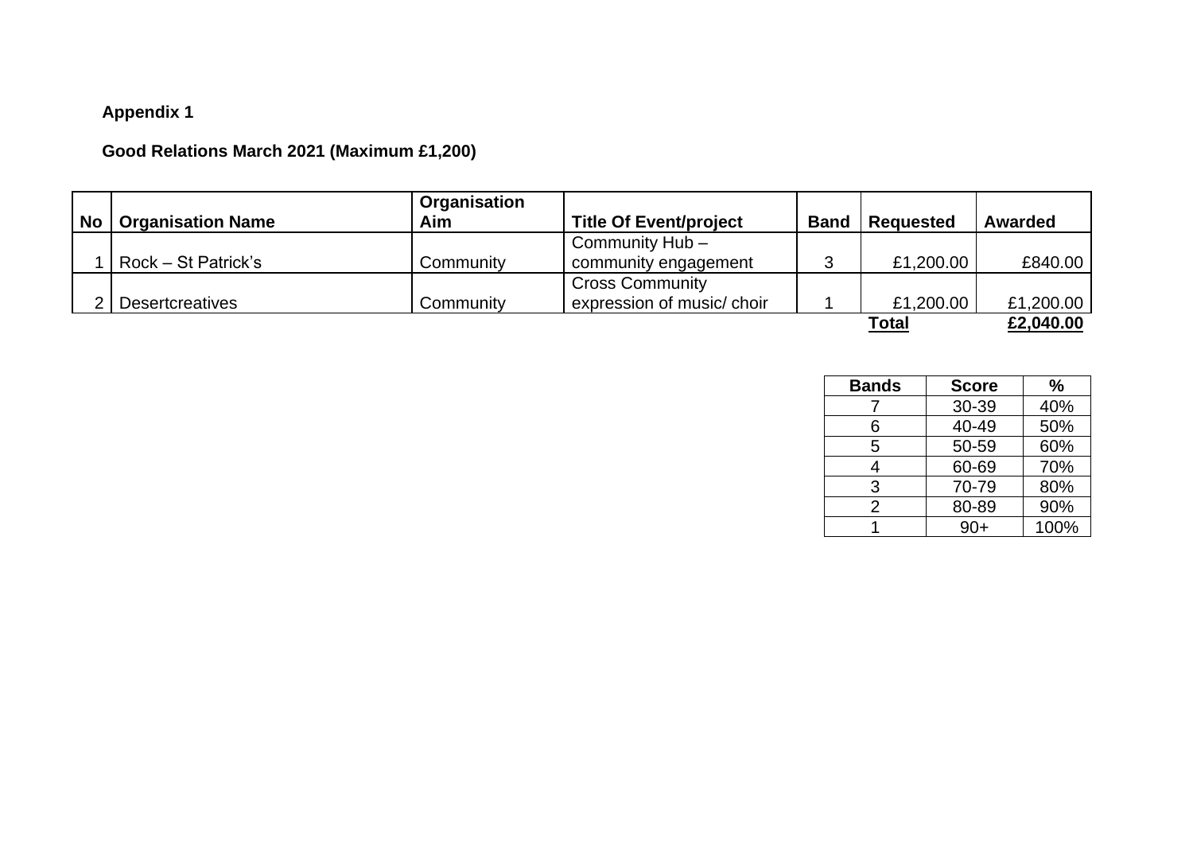**Appendix 1**

**Good Relations March 2021 (Maximum £1,200)**

| No | Organisation Name | Organisation Aim | Title Of Event/project | Band | Requested | Awarded |
|---|---|---|---|---|---|---|
| 1 | Rock – St Patrick's | Community | Community Hub – community engagement | 3 | £1,200.00 | £840.00 |
| 2 | Desertcreatives | Community | Cross Community expression of music/ choir | 1 | £1,200.00 | £1,200.00 |
| | | | | | **Total** | **£2,040.00** |

| Bands | Score | % |
|---|---|---|
| 7 | 30-39 | 40% |
| 6 | 40-49 | 50% |
| 5 | 50-59 | 60% |
| 4 | 60-69 | 70% |
| 3 | 70-79 | 80% |
| 2 | 80-89 | 90% |
| 1 | 90+ | 100% |